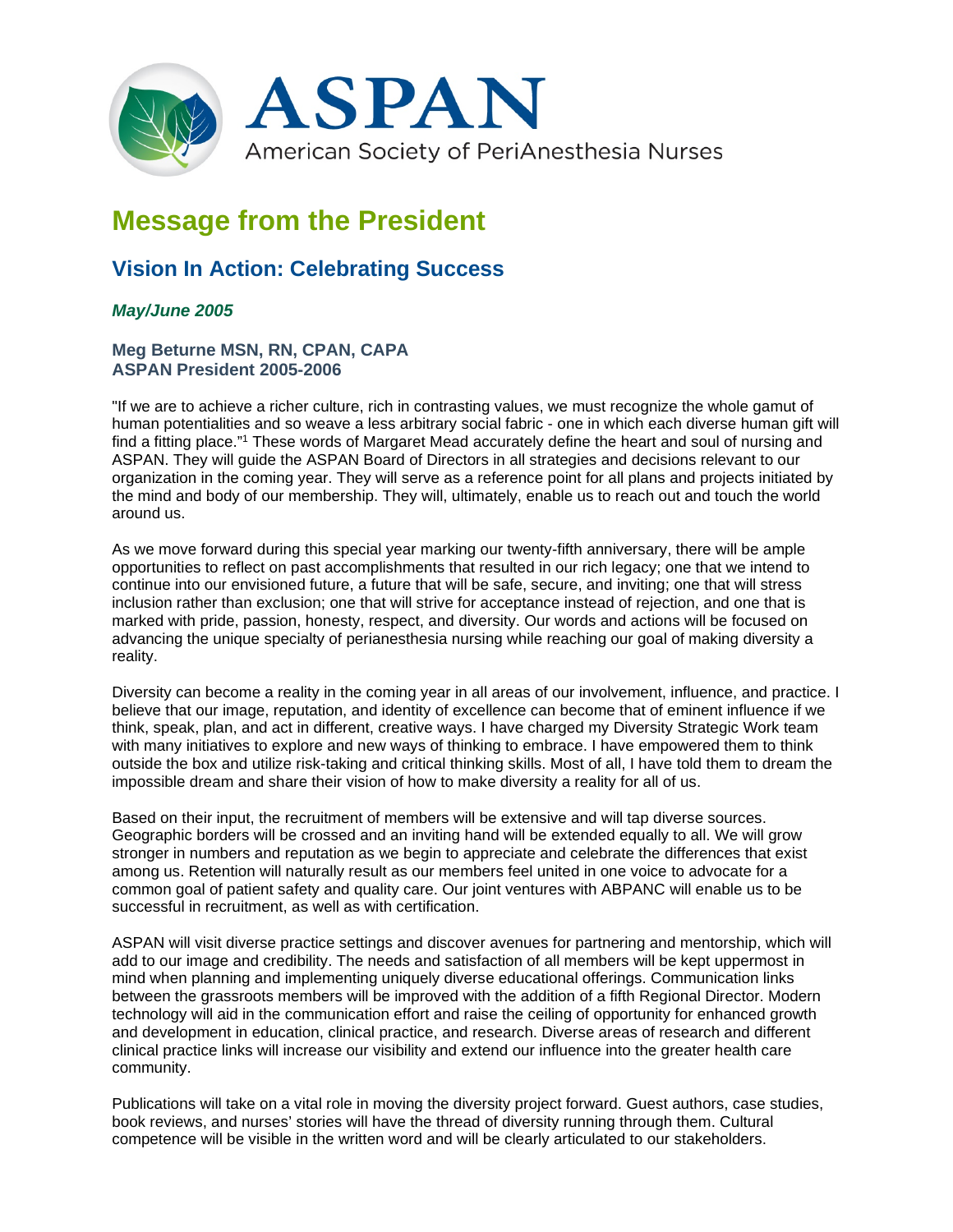# ASPAN

American Society of PeriAnesthesia Nurses

# Message from the President

## Vision In Action: Celebrating Success

***May/June 2005***

**Meg Beturne MSN, RN, CPAN, CAPA**
**ASPAN President 2005-2006**

"If we are to achieve a richer culture, rich in contrasting values, we must recognize the whole gamut of human potentialities and so weave a less arbitrary social fabric - one in which each diverse human gift will find a fitting place."[1] These words of Margaret Mead accurately define the heart and soul of nursing and ASPAN. They will guide the ASPAN Board of Directors in all strategies and decisions relevant to our organization in the coming year. They will serve as a reference point for all plans and projects initiated by the mind and body of our membership. They will, ultimately, enable us to reach out and touch the world around us.

As we move forward during this special year marking our twenty-fifth anniversary, there will be ample opportunities to reflect on past accomplishments that resulted in our rich legacy; one that we intend to continue into our envisioned future, a future that will be safe, secure, and inviting; one that will stress inclusion rather than exclusion; one that will strive for acceptance instead of rejection, and one that is marked with pride, passion, honesty, respect, and diversity. Our words and actions will be focused on advancing the unique specialty of perianesthesia nursing while reaching our goal of making diversity a reality.

Diversity can become a reality in the coming year in all areas of our involvement, influence, and practice. I believe that our image, reputation, and identity of excellence can become that of eminent influence if we think, speak, plan, and act in different, creative ways. I have charged my Diversity Strategic Work team with many initiatives to explore and new ways of thinking to embrace. I have empowered them to think outside the box and utilize risk-taking and critical thinking skills. Most of all, I have told them to dream the impossible dream and share their vision of how to make diversity a reality for all of us.

Based on their input, the recruitment of members will be extensive and will tap diverse sources. Geographic borders will be crossed and an inviting hand will be extended equally to all. We will grow stronger in numbers and reputation as we begin to appreciate and celebrate the differences that exist among us. Retention will naturally result as our members feel united in one voice to advocate for a common goal of patient safety and quality care. Our joint ventures with ABPANC will enable us to be successful in recruitment, as well as with certification.

ASPAN will visit diverse practice settings and discover avenues for partnering and mentorship, which will add to our image and credibility. The needs and satisfaction of all members will be kept uppermost in mind when planning and implementing uniquely diverse educational offerings. Communication links between the grassroots members will be improved with the addition of a fifth Regional Director. Modern technology will aid in the communication effort and raise the ceiling of opportunity for enhanced growth and development in education, clinical practice, and research. Diverse areas of research and different clinical practice links will increase our visibility and extend our influence into the greater health care community.

Publications will take on a vital role in moving the diversity project forward. Guest authors, case studies, book reviews, and nurses' stories will have the thread of diversity running through them. Cultural competence will be visible in the written word and will be clearly articulated to our stakeholders.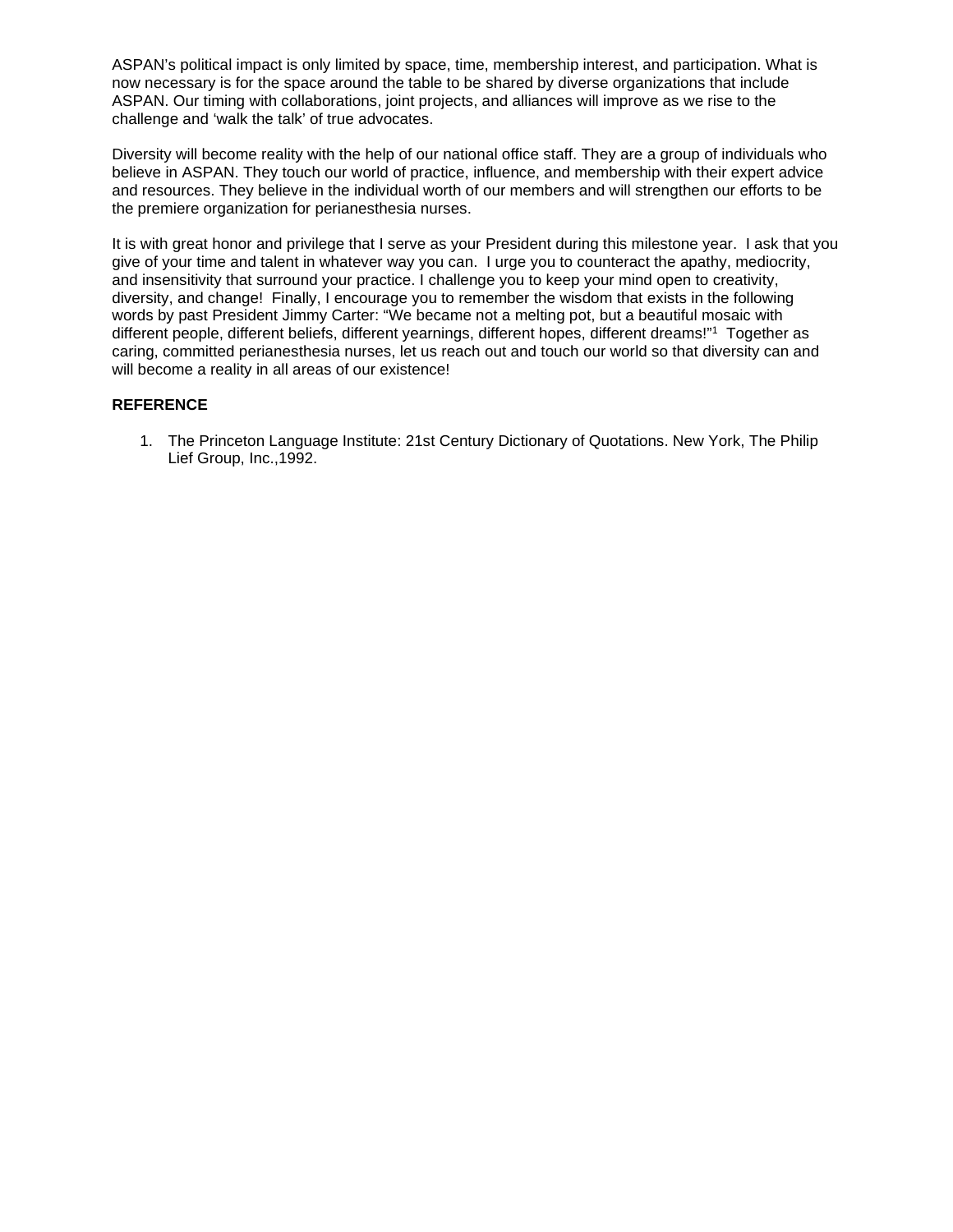ASPAN's political impact is only limited by space, time, membership interest, and participation. What is now necessary is for the space around the table to be shared by diverse organizations that include ASPAN. Our timing with collaborations, joint projects, and alliances will improve as we rise to the challenge and 'walk the talk' of true advocates.

Diversity will become reality with the help of our national office staff. They are a group of individuals who believe in ASPAN. They touch our world of practice, influence, and membership with their expert advice and resources. They believe in the individual worth of our members and will strengthen our efforts to be the premiere organization for perianesthesia nurses.

It is with great honor and privilege that I serve as your President during this milestone year. I ask that you give of your time and talent in whatever way you can. I urge you to counteract the apathy, mediocrity, and insensitivity that surround your practice. I challenge you to keep your mind open to creativity, diversity, and change! Finally, I encourage you to remember the wisdom that exists in the following words by past President Jimmy Carter: "We became not a melting pot, but a beautiful mosaic with different people, different beliefs, different yearnings, different hopes, different dreams!"[1] Together as caring, committed perianesthesia nurses, let us reach out and touch our world so that diversity can and will become a reality in all areas of our existence!

**REFERENCE**

1. The Princeton Language Institute: 21st Century Dictionary of Quotations. New York, The Philip Lief Group, Inc.,1992.